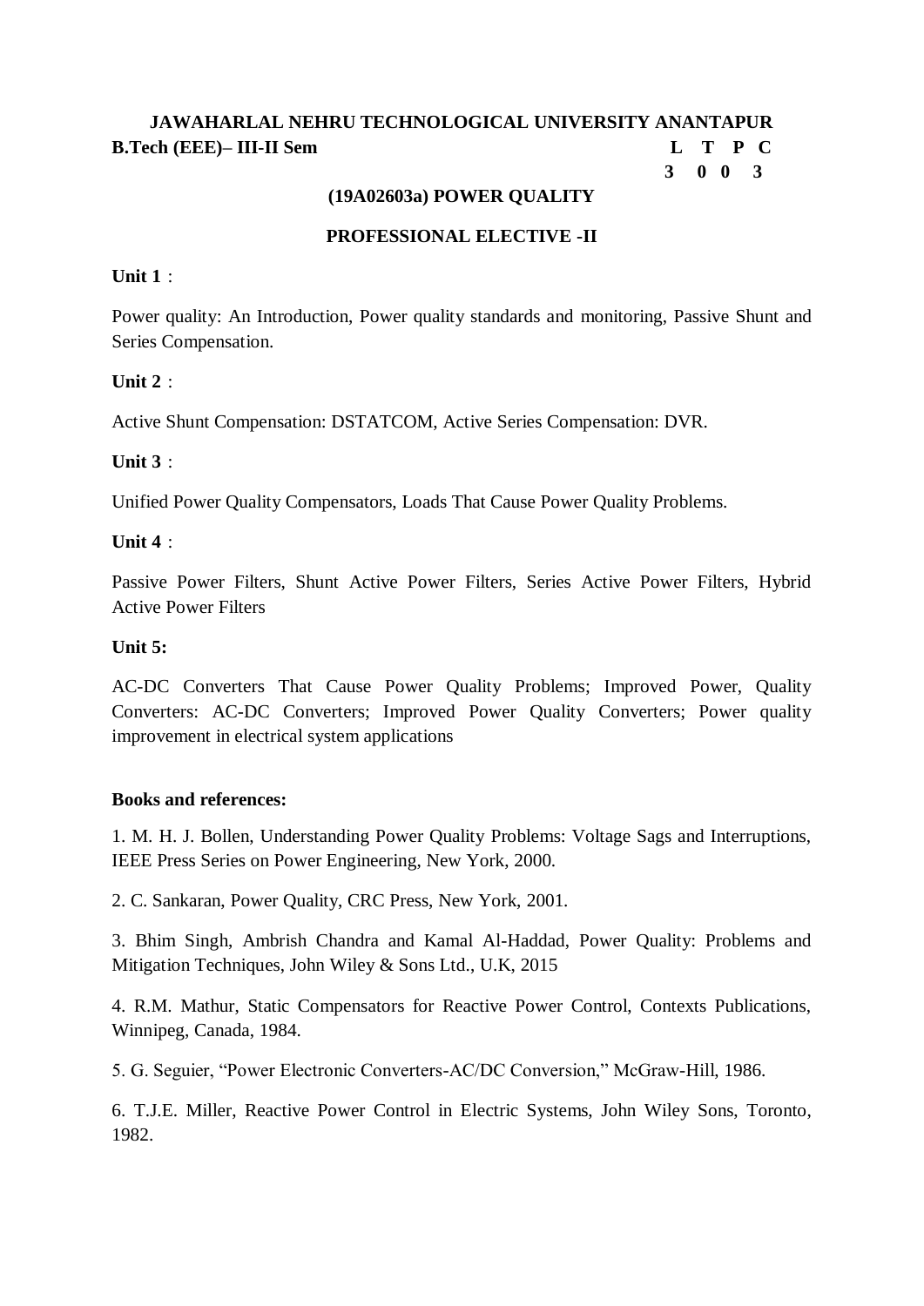# JAWAHARLAL NEHRU TECHNOLOGICAL UNIVERSITY ANANTAPUR

**B.Tech (EEE)– III-II Sem**

| L | T | P | C |
|---|---|---|---|
| 3 | 0 | 0 | 3 |

## (19A02603a) POWER QUALITY

### PROFESSIONAL ELECTIVE -II

**Unit 1** :

Power quality: An Introduction, Power quality standards and monitoring, Passive Shunt and Series Compensation.

**Unit 2** :

Active Shunt Compensation: DSTATCOM, Active Series Compensation: DVR.

**Unit 3** :

Unified Power Quality Compensators, Loads That Cause Power Quality Problems.

**Unit 4** :

Passive Power Filters, Shunt Active Power Filters, Series Active Power Filters, Hybrid Active Power Filters

**Unit 5:**

AC-DC Converters That Cause Power Quality Problems; Improved Power, Quality Converters: AC-DC Converters; Improved Power Quality Converters; Power quality improvement in electrical system applications

**Books and references:**

1. M. H. J. Bollen, Understanding Power Quality Problems: Voltage Sags and Interruptions, IEEE Press Series on Power Engineering, New York, 2000.

2. C. Sankaran, Power Quality, CRC Press, New York, 2001.

3. Bhim Singh, Ambrish Chandra and Kamal Al-Haddad, Power Quality: Problems and Mitigation Techniques, John Wiley & Sons Ltd., U.K, 2015

4. R.M. Mathur, Static Compensators for Reactive Power Control, Contexts Publications, Winnipeg, Canada, 1984.

5. G. Seguier, "Power Electronic Converters-AC/DC Conversion," McGraw-Hill, 1986.

6. T.J.E. Miller, Reactive Power Control in Electric Systems, John Wiley Sons, Toronto, 1982.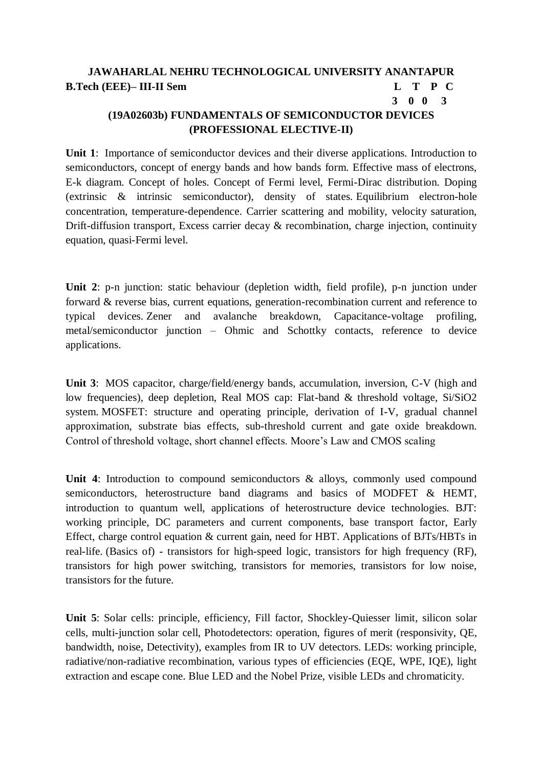**JAWAHARLAL NEHRU TECHNOLOGICAL UNIVERSITY ANANTAPUR**

**B.Tech (EEE)– III-II Sem**

| L | T | P | C |
|---|---|---|---|
| 3 | 0 | 0 | 3 |

## (19A02603b) FUNDAMENTALS OF SEMICONDUCTOR DEVICES (PROFESSIONAL ELECTIVE-II)

**Unit 1**: Importance of semiconductor devices and their diverse applications. Introduction to semiconductors, concept of energy bands and how bands form. Effective mass of electrons, E-k diagram. Concept of holes. Concept of Fermi level, Fermi-Dirac distribution. Doping (extrinsic & intrinsic semiconductor), density of states. Equilibrium electron-hole concentration, temperature-dependence. Carrier scattering and mobility, velocity saturation, Drift-diffusion transport, Excess carrier decay & recombination, charge injection, continuity equation, quasi-Fermi level.

**Unit 2**: p-n junction: static behaviour (depletion width, field profile), p-n junction under forward & reverse bias, current equations, generation-recombination current and reference to typical devices. Zener and avalanche breakdown, Capacitance-voltage profiling, metal/semiconductor junction – Ohmic and Schottky contacts, reference to device applications.

**Unit 3**: MOS capacitor, charge/field/energy bands, accumulation, inversion, C-V (high and low frequencies), deep depletion, Real MOS cap: Flat-band & threshold voltage, Si/SiO2 system. MOSFET: structure and operating principle, derivation of I-V, gradual channel approximation, substrate bias effects, sub-threshold current and gate oxide breakdown. Control of threshold voltage, short channel effects. Moore's Law and CMOS scaling

**Unit 4**: Introduction to compound semiconductors & alloys, commonly used compound semiconductors, heterostructure band diagrams and basics of MODFET & HEMT, introduction to quantum well, applications of heterostructure device technologies. BJT: working principle, DC parameters and current components, base transport factor, Early Effect, charge control equation & current gain, need for HBT. Applications of BJTs/HBTs in real-life. (Basics of) - transistors for high-speed logic, transistors for high frequency (RF), transistors for high power switching, transistors for memories, transistors for low noise, transistors for the future.

**Unit 5**: Solar cells: principle, efficiency, Fill factor, Shockley-Quiesser limit, silicon solar cells, multi-junction solar cell, Photodetectors: operation, figures of merit (responsivity, QE, bandwidth, noise, Detectivity), examples from IR to UV detectors. LEDs: working principle, radiative/non-radiative recombination, various types of efficiencies (EQE, WPE, IQE), light extraction and escape cone. Blue LED and the Nobel Prize, visible LEDs and chromaticity.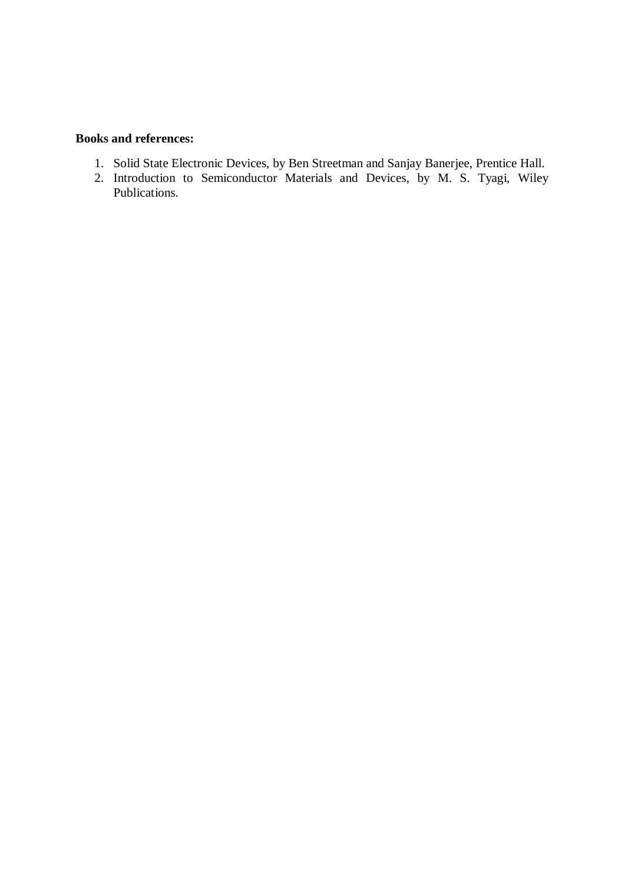**Books and references:**

1. Solid State Electronic Devices, by Ben Streetman and Sanjay Banerjee, Prentice Hall.
2. Introduction to Semiconductor Materials and Devices, by M. S. Tyagi, Wiley Publications.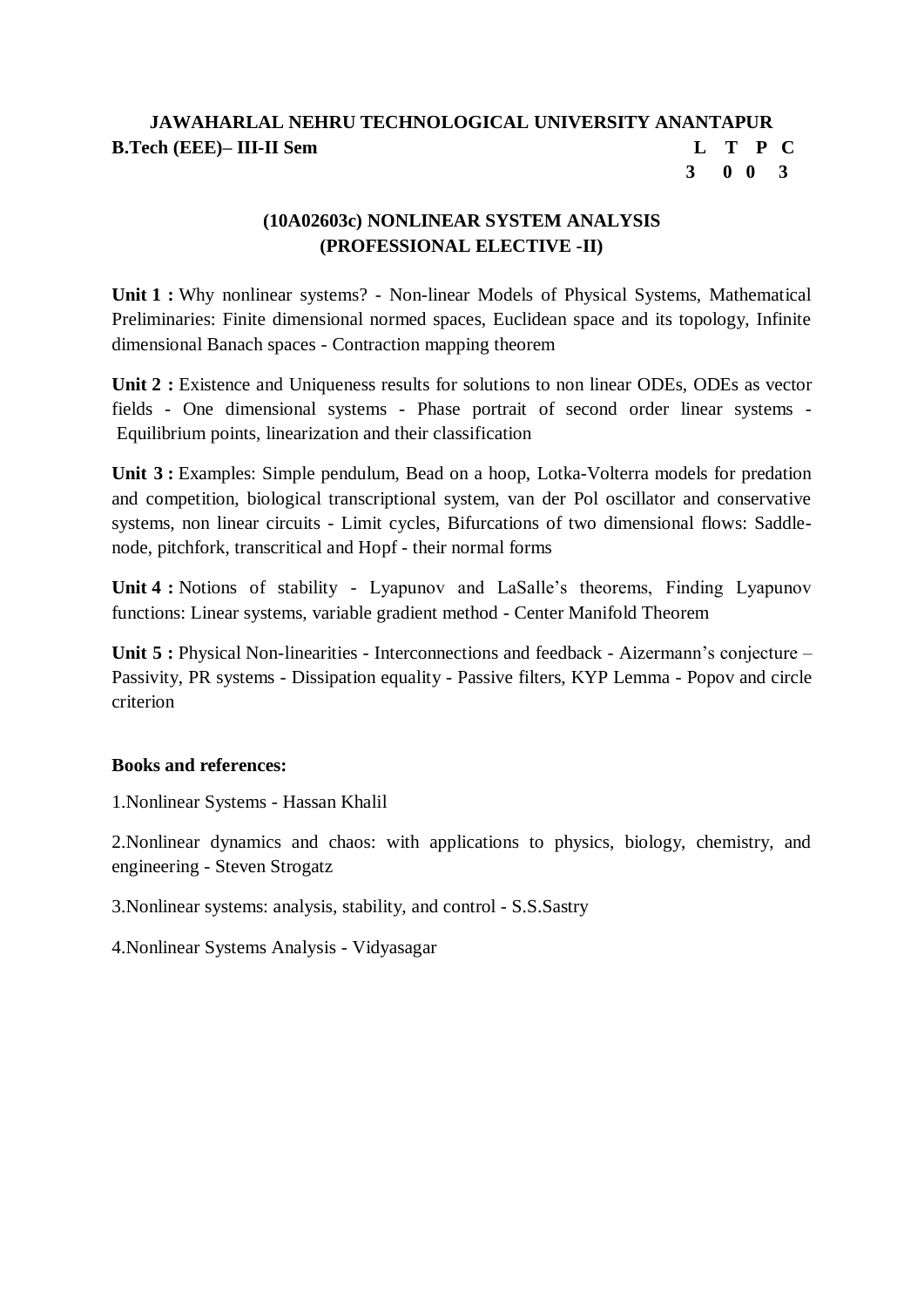**JAWAHARLAL NEHRU TECHNOLOGICAL UNIVERSITY ANANTAPUR**

**B.Tech (EEE)– III-II Sem**

| L | T | P | C |
|---|---|---|---|
| 3 | 0 | 0 | 3 |

## (10A02603c) NONLINEAR SYSTEM ANALYSIS (PROFESSIONAL ELECTIVE -II)

**Unit 1 :** Why nonlinear systems? - Non-linear Models of Physical Systems, Mathematical Preliminaries: Finite dimensional normed spaces, Euclidean space and its topology, Infinite dimensional Banach spaces - Contraction mapping theorem

**Unit 2 :** Existence and Uniqueness results for solutions to non linear ODEs, ODEs as vector fields - One dimensional systems - Phase portrait of second order linear systems - Equilibrium points, linearization and their classification

**Unit 3 :** Examples: Simple pendulum, Bead on a hoop, Lotka-Volterra models for predation and competition, biological transcriptional system, van der Pol oscillator and conservative systems, non linear circuits - Limit cycles, Bifurcations of two dimensional flows: Saddle-node, pitchfork, transcritical and Hopf - their normal forms

**Unit 4 :** Notions of stability - Lyapunov and LaSalle's theorems, Finding Lyapunov functions: Linear systems, variable gradient method - Center Manifold Theorem

**Unit 5 :** Physical Non-linearities - Interconnections and feedback - Aizermann's conjecture – Passivity, PR systems - Dissipation equality - Passive filters, KYP Lemma - Popov and circle criterion

**Books and references:**

1. Nonlinear Systems - Hassan Khalil
2. Nonlinear dynamics and chaos: with applications to physics, biology, chemistry, and engineering - Steven Strogatz
3. Nonlinear systems: analysis, stability, and control - S.S.Sastry
4. Nonlinear Systems Analysis - Vidyasagar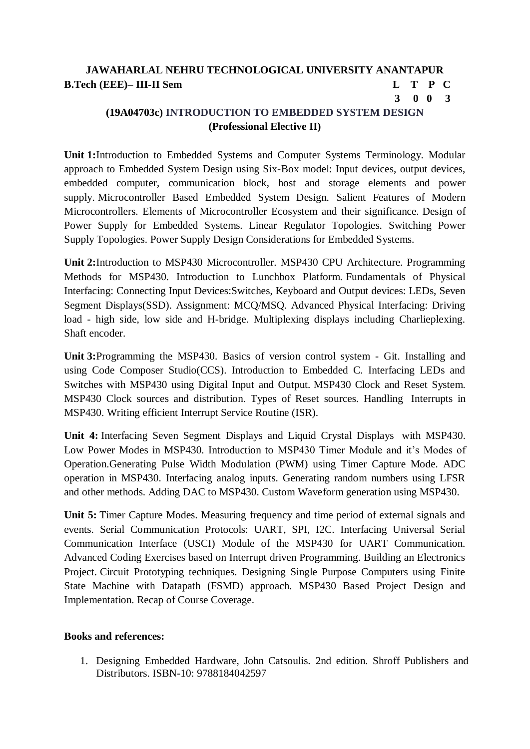**JAWAHARLAL NEHRU TECHNOLOGICAL UNIVERSITY ANANTAPUR**

**B.Tech (EEE)– III-II Sem**

| L | T | P | C |
|---|---|---|---|
| 3 | 0 | 0 | 3 |

## (19A04703c) INTRODUCTION TO EMBEDDED SYSTEM DESIGN
### (Professional Elective II)

**Unit 1:** Introduction to Embedded Systems and Computer Systems Terminology. Modular approach to Embedded System Design using Six-Box model: Input devices, output devices, embedded computer, communication block, host and storage elements and power supply. Microcontroller Based Embedded System Design. Salient Features of Modern Microcontrollers. Elements of Microcontroller Ecosystem and their significance. Design of Power Supply for Embedded Systems. Linear Regulator Topologies. Switching Power Supply Topologies. Power Supply Design Considerations for Embedded Systems.

**Unit 2:** Introduction to MSP430 Microcontroller. MSP430 CPU Architecture. Programming Methods for MSP430. Introduction to Lunchbox Platform. Fundamentals of Physical Interfacing: Connecting Input Devices:Switches, Keyboard and Output devices: LEDs, Seven Segment Displays(SSD). Assignment: MCQ/MSQ. Advanced Physical Interfacing: Driving load - high side, low side and H-bridge. Multiplexing displays including Charlieplexing. Shaft encoder.

**Unit 3:** Programming the MSP430. Basics of version control system - Git. Installing and using Code Composer Studio(CCS). Introduction to Embedded C. Interfacing LEDs and Switches with MSP430 using Digital Input and Output. MSP430 Clock and Reset System. MSP430 Clock sources and distribution. Types of Reset sources. Handling Interrupts in MSP430. Writing efficient Interrupt Service Routine (ISR).

**Unit 4:** Interfacing Seven Segment Displays and Liquid Crystal Displays with MSP430. Low Power Modes in MSP430. Introduction to MSP430 Timer Module and it's Modes of Operation.Generating Pulse Width Modulation (PWM) using Timer Capture Mode. ADC operation in MSP430. Interfacing analog inputs. Generating random numbers using LFSR and other methods. Adding DAC to MSP430. Custom Waveform generation using MSP430.

**Unit 5:** Timer Capture Modes. Measuring frequency and time period of external signals and events. Serial Communication Protocols: UART, SPI, I2C. Interfacing Universal Serial Communication Interface (USCI) Module of the MSP430 for UART Communication. Advanced Coding Exercises based on Interrupt driven Programming. Building an Electronics Project. Circuit Prototyping techniques. Designing Single Purpose Computers using Finite State Machine with Datapath (FSMD) approach. MSP430 Based Project Design and Implementation. Recap of Course Coverage.

**Books and references:**

1. Designing Embedded Hardware, John Catsoulis. 2nd edition. Shroff Publishers and Distributors. ISBN-10: 9788184042597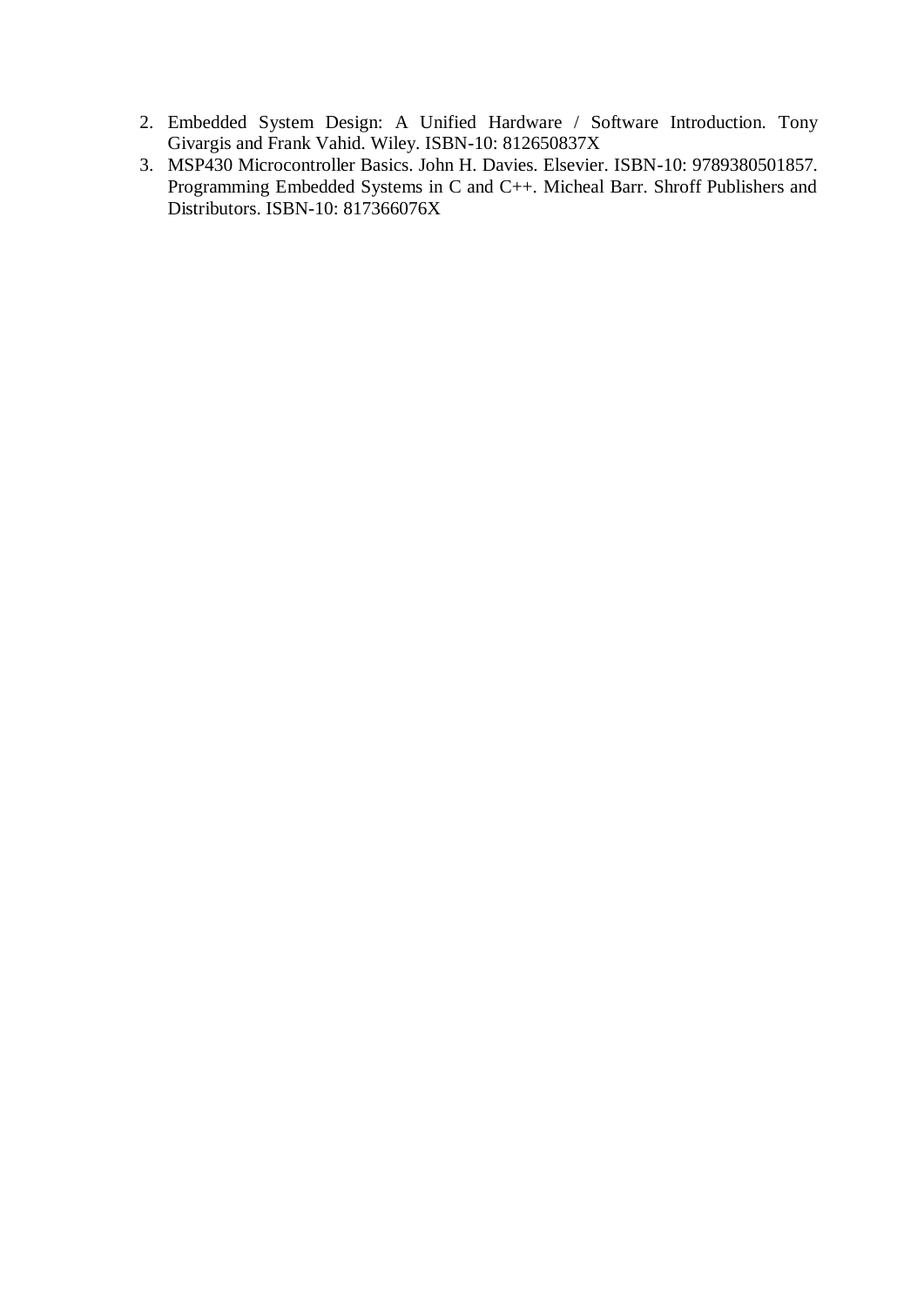2. Embedded System Design: A Unified Hardware / Software Introduction. Tony Givargis and Frank Vahid. Wiley. ISBN-10: 812650837X
3. MSP430 Microcontroller Basics. John H. Davies. Elsevier. ISBN-10: 9789380501857. Programming Embedded Systems in C and C++. Micheal Barr. Shroff Publishers and Distributors. ISBN-10: 817366076X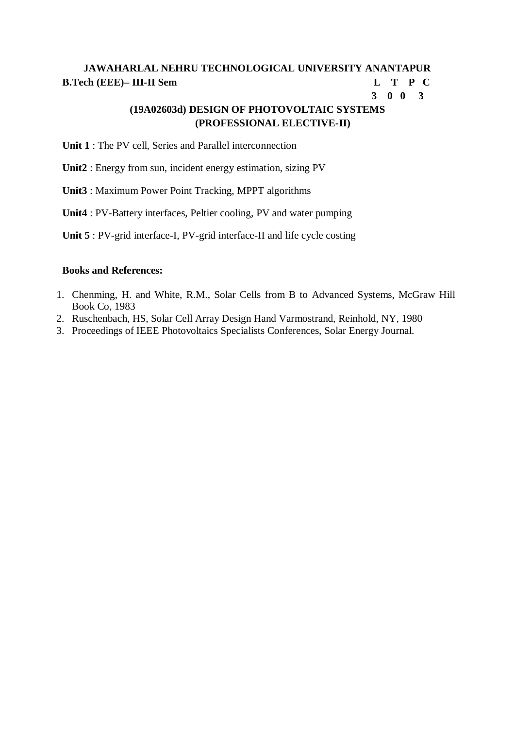**JAWAHARLAL NEHRU TECHNOLOGICAL UNIVERSITY ANANTAPUR**

**B.Tech (EEE)– III-II Sem**

| L | T | P | C |
| --- | --- | --- | --- |
| 3 | 0 | 0 | 3 |

## (19A02603d) DESIGN OF PHOTOVOLTAIC SYSTEMS
## (PROFESSIONAL ELECTIVE-II)

**Unit 1** : The PV cell, Series and Parallel interconnection

**Unit2** : Energy from sun, incident energy estimation, sizing PV

**Unit3** : Maximum Power Point Tracking, MPPT algorithms

**Unit4** : PV-Battery interfaces, Peltier cooling, PV and water pumping

**Unit 5** : PV-grid interface-I, PV-grid interface-II and life cycle costing

**Books and References:**

1. Chenming, H. and White, R.M., Solar Cells from B to Advanced Systems, McGraw Hill Book Co, 1983
2. Ruschenbach, HS, Solar Cell Array Design Hand Varmostrand, Reinhold, NY, 1980
3. Proceedings of IEEE Photovoltaics Specialists Conferences, Solar Energy Journal.